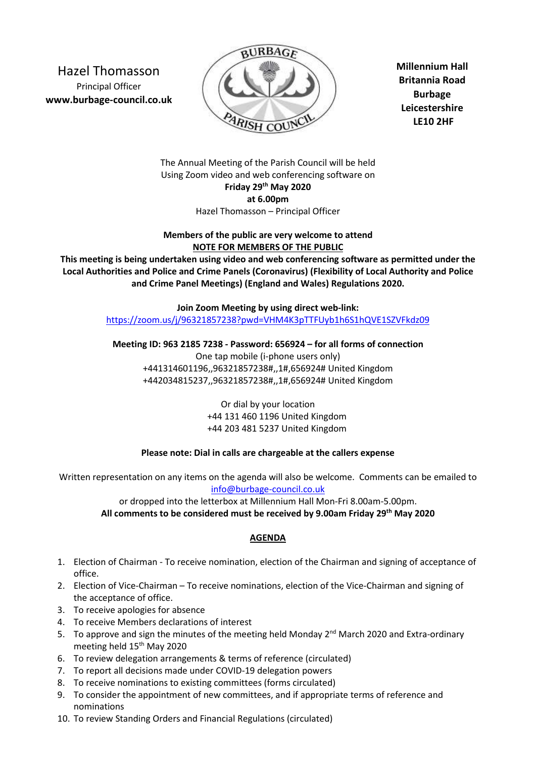Hazel Thomasson
Principal Officer
**www.burbage-council.co.uk**

**Millennium Hall**
**Britannia Road**
**Burbage**
**Leicestershire**
**LE10 2HF**

The Annual Meeting of the Parish Council will be held
Using Zoom video and web conferencing software on
**Friday 29th May 2020**
**at 6.00pm**
Hazel Thomasson – Principal Officer

**Members of the public are very welcome to attend**
**NOTE FOR MEMBERS OF THE PUBLIC**
**This meeting is being undertaken using video and web conferencing software as permitted under the Local Authorities and Police and Crime Panels (Coronavirus) (Flexibility of Local Authority and Police and Crime Panel Meetings) (England and Wales) Regulations 2020.**

**Join Zoom Meeting by using direct web-link:**
https://zoom.us/j/96321857238?pwd=VHM4K3pTTFUyb1h6S1hQVE1SZVFkdz09

**Meeting ID: 963 2185 7238 - Password: 656924 – for all forms of connection**
One tap mobile (i-phone users only)
+441314601196,,96321857238#,,1#,656924# United Kingdom
+442034815237,,96321857238#,,1#,656924# United Kingdom

Or dial by your location
+44 131 460 1196 United Kingdom
+44 203 481 5237 United Kingdom

**Please note: Dial in calls are chargeable at the callers expense**

Written representation on any items on the agenda will also be welcome. Comments can be emailed to info@burbage-council.co.uk
or dropped into the letterbox at Millennium Hall Mon-Fri 8.00am-5.00pm.
**All comments to be considered must be received by 9.00am Friday 29th May 2020**

## AGENDA

1. Election of Chairman - To receive nomination, election of the Chairman and signing of acceptance of office.
2. Election of Vice-Chairman – To receive nominations, election of the Vice-Chairman and signing of the acceptance of office.
3. To receive apologies for absence
4. To receive Members declarations of interest
5. To approve and sign the minutes of the meeting held Monday 2nd March 2020 and Extra-ordinary meeting held 15th May 2020
6. To review delegation arrangements & terms of reference (circulated)
7. To report all decisions made under COVID-19 delegation powers
8. To receive nominations to existing committees (forms circulated)
9. To consider the appointment of new committees, and if appropriate terms of reference and nominations
10. To review Standing Orders and Financial Regulations (circulated)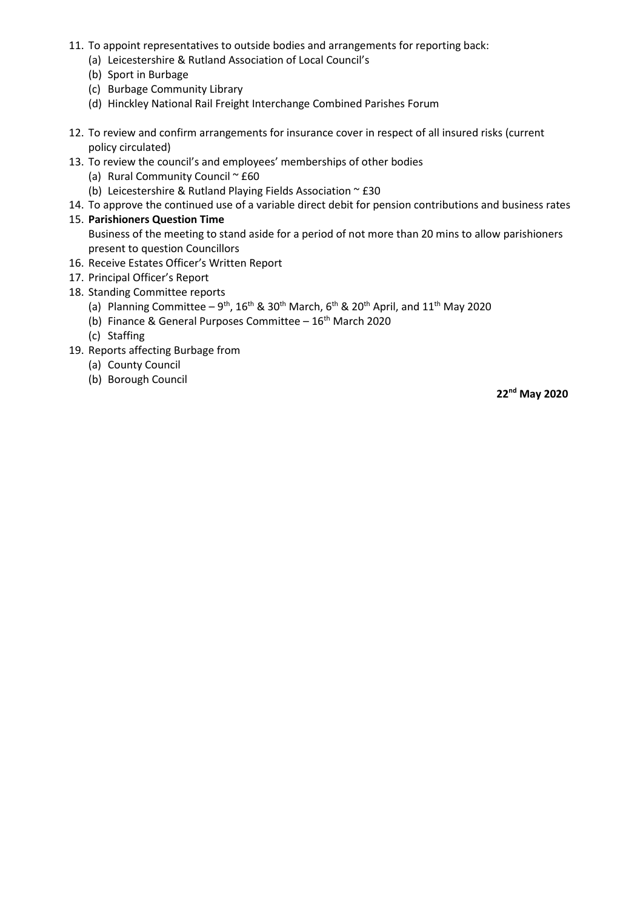11. To appoint representatives to outside bodies and arrangements for reporting back:
    (a) Leicestershire & Rutland Association of Local Council's
    (b) Sport in Burbage
    (c) Burbage Community Library
    (d) Hinckley National Rail Freight Interchange Combined Parishes Forum
12. To review and confirm arrangements for insurance cover in respect of all insured risks (current policy circulated)
13. To review the council's and employees' memberships of other bodies
    (a) Rural Community Council ~ £60
    (b) Leicestershire & Rutland Playing Fields Association ~ £30
14. To approve the continued use of a variable direct debit for pension contributions and business rates
15. **Parishioners Question Time**
    Business of the meeting to stand aside for a period of not more than 20 mins to allow parishioners present to question Councillors
16. Receive Estates Officer's Written Report
17. Principal Officer's Report
18. Standing Committee reports
    (a) Planning Committee – 9th, 16th & 30th March, 6th & 20th April, and 11th May 2020
    (b) Finance & General Purposes Committee – 16th March 2020
    (c) Staffing
19. Reports affecting Burbage from
    (a) County Council
    (b) Borough Council

**22nd May 2020**